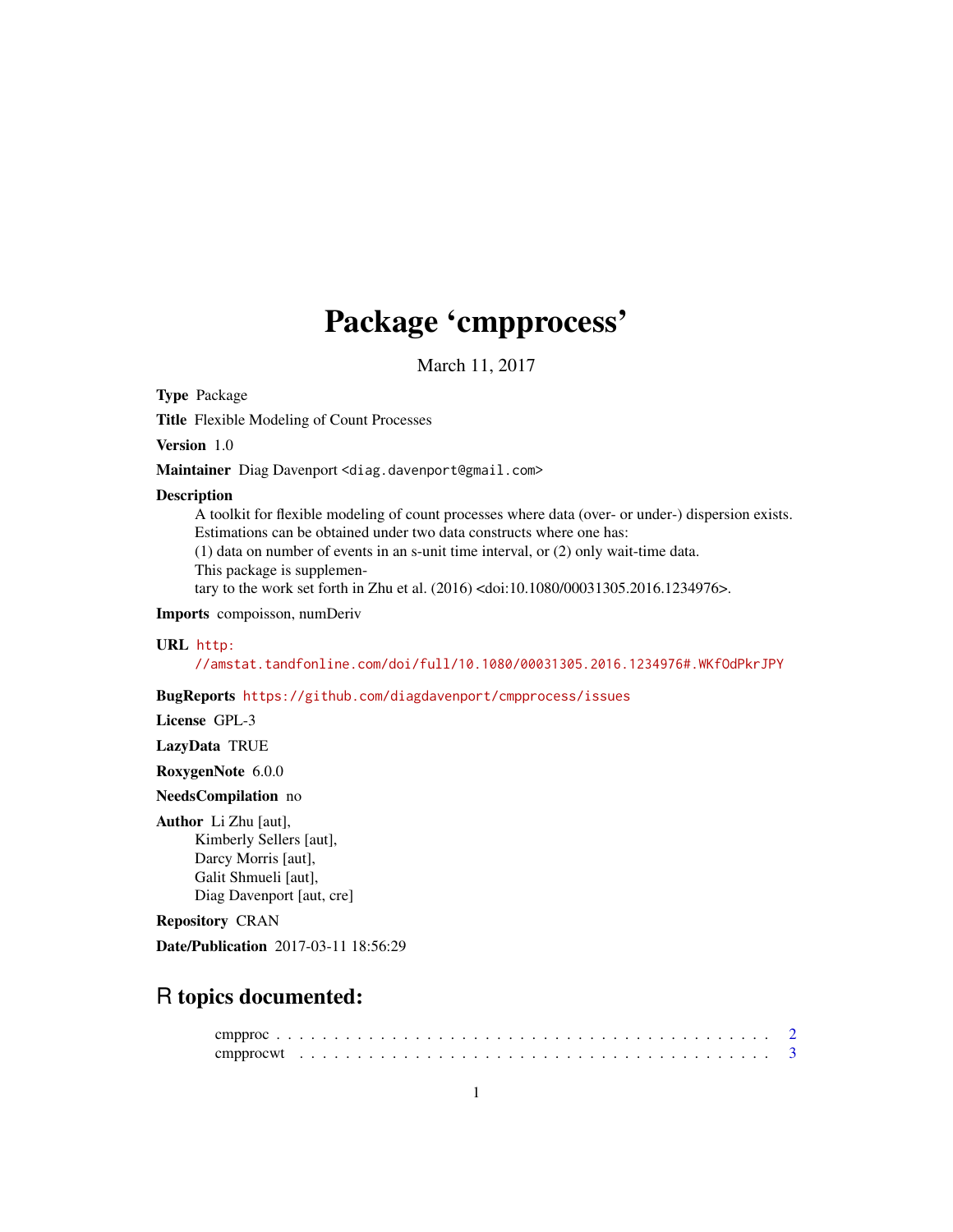# Package 'cmpprocess'

March 11, 2017

**Type** Package

**Title** Flexible Modeling of Count Processes

**Version** 1.0

**Maintainer** Diag Davenport <diag.davenport@gmail.com>

**Description**
A toolkit for flexible modeling of count processes where data (over- or under-) dispersion exists.
Estimations can be obtained under two data constructs where one has:
(1) data on number of events in an s-unit time interval, or (2) only wait-time data.
This package is supplementary to the work set forth in Zhu et al. (2016) <doi:10.1080/00031305.2016.1234976>.

**Imports** compoisson, numDeriv

**URL** http://amstat.tandfonline.com/doi/full/10.1080/00031305.2016.1234976#.WKfOdPkrJPY

**BugReports** https://github.com/diagdavenport/cmpprocess/issues

**License** GPL-3

**LazyData** TRUE

**RoxygenNote** 6.0.0

**NeedsCompilation** no

**Author** Li Zhu [aut],
Kimberly Sellers [aut],
Darcy Morris [aut],
Galit Shmueli [aut],
Diag Davenport [aut, cre]

**Repository** CRAN

**Date/Publication** 2017-03-11 18:56:29

## R topics documented:

cmpproc . . . . . . . . . . . . . . . . . . . . . . . . . . . . . . . . . . . . . . . . 2
cmpprocwt . . . . . . . . . . . . . . . . . . . . . . . . . . . . . . . . . . . . . . . 3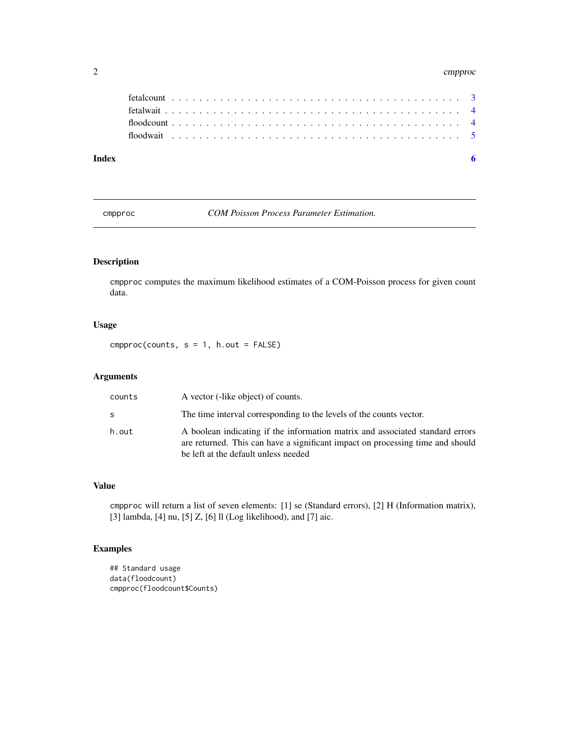fetalcount . . . . . . . . . . . . . . . . . . . . . . . . . . . . . . . . . . . . . . . 3
fetalwait . . . . . . . . . . . . . . . . . . . . . . . . . . . . . . . . . . . . . . . . 4
floodcount . . . . . . . . . . . . . . . . . . . . . . . . . . . . . . . . . . . . . . . 4
floodwait . . . . . . . . . . . . . . . . . . . . . . . . . . . . . . . . . . . . . . . . 5

**Index** **6**

---

`cmpproc` *COM Poisson Process Parameter Estimation.*

---

## Description

`cmpproc` computes the maximum likelihood estimates of a COM-Poisson process for given count data.

## Usage

```
cmpproc(counts, s = 1, h.out = FALSE)
```

## Arguments

| | |
|---|---|
| `counts` | A vector (-like object) of counts. |
| `s` | The time interval corresponding to the levels of the counts vector. |
| `h.out` | A boolean indicating if the information matrix and associated standard errors are returned. This can have a significant impact on processing time and should be left at the default unless needed |

## Value

`cmpproc` will return a list of seven elements: [1] se (Standard errors), [2] H (Information matrix), [3] lambda, [4] nu, [5] Z, [6] ll (Log likelihood), and [7] aic.

## Examples

```
## Standard usage
data(floodcount)
cmpproc(floodcount$Counts)
```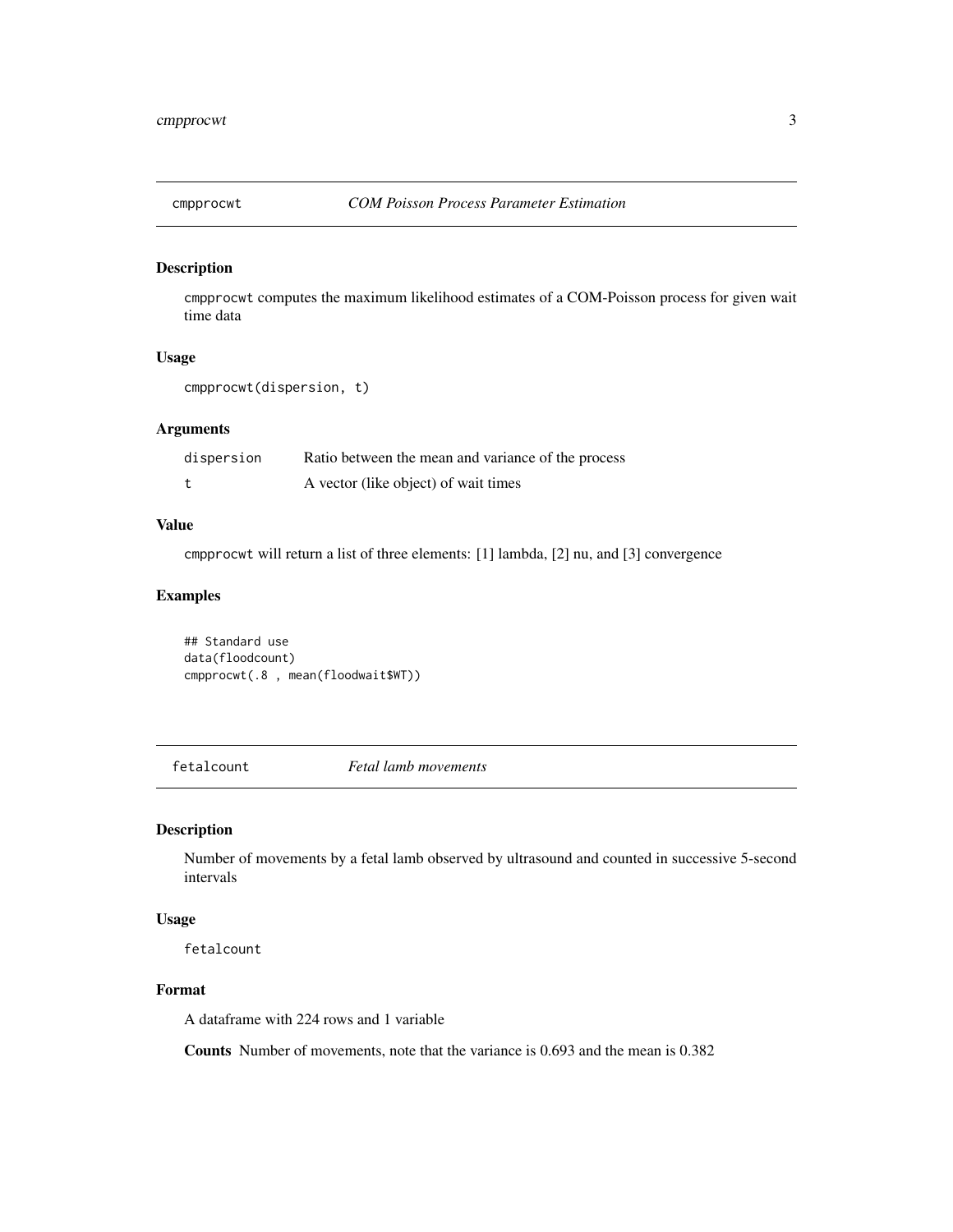## cmpprocwt — *COM Poisson Process Parameter Estimation*

### Description

cmpprocwt computes the maximum likelihood estimates of a COM-Poisson process for given wait time data

### Usage

```
cmpprocwt(dispersion, t)
```

### Arguments

| | |
|---|---|
| dispersion | Ratio between the mean and variance of the process |
| t | A vector (like object) of wait times |

### Value

cmpprocwt will return a list of three elements: [1] lambda, [2] nu, and [3] convergence

### Examples

```
## Standard use
data(floodcount)
cmpprocwt(.8 , mean(floodwait$WT))
```

## fetalcount — *Fetal lamb movements*

### Description

Number of movements by a fetal lamb observed by ultrasound and counted in successive 5-second intervals

### Usage

```
fetalcount
```

### Format

A dataframe with 224 rows and 1 variable

**Counts** Number of movements, note that the variance is 0.693 and the mean is 0.382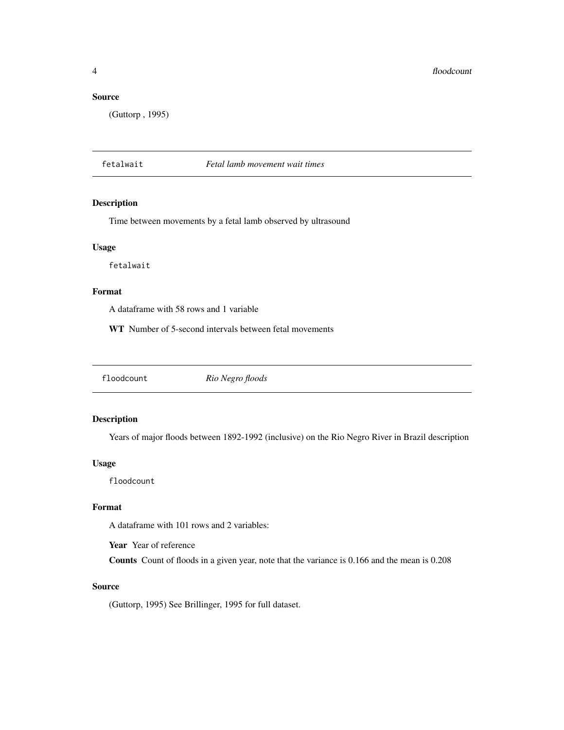### Source

(Guttorp , 1995)

---

## fetalwait *Fetal lamb movement wait times*

---

### Description

Time between movements by a fetal lamb observed by ultrasound

### Usage

```
fetalwait
```

### Format

A dataframe with 58 rows and 1 variable

**WT** Number of 5-second intervals between fetal movements

---

## floodcount *Rio Negro floods*

---

### Description

Years of major floods between 1892-1992 (inclusive) on the Rio Negro River in Brazil description

### Usage

```
floodcount
```

### Format

A dataframe with 101 rows and 2 variables:

**Year** Year of reference

**Counts** Count of floods in a given year, note that the variance is 0.166 and the mean is 0.208

### Source

(Guttorp, 1995) See Brillinger, 1995 for full dataset.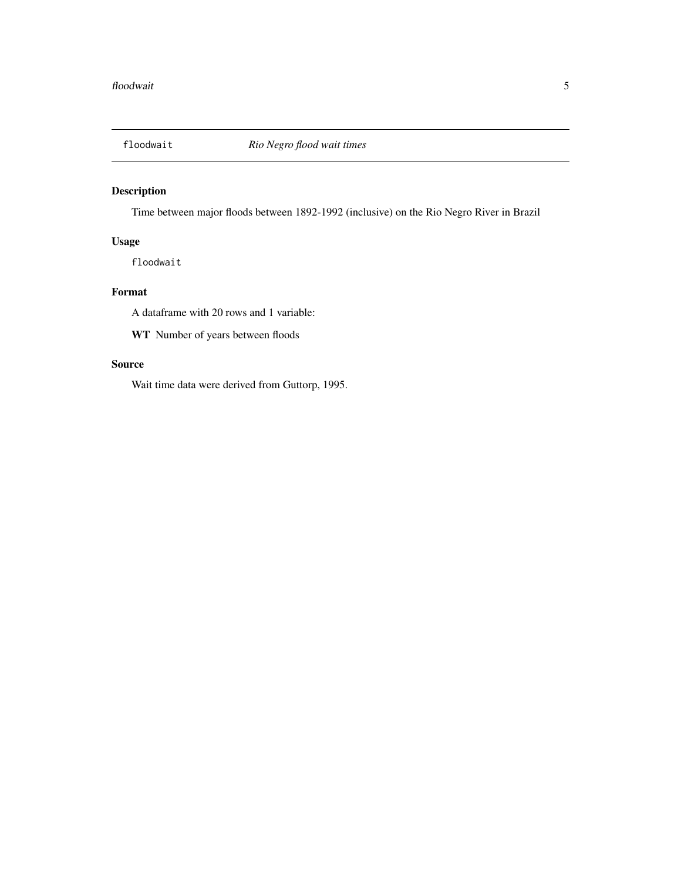`floodwait` *Rio Negro flood wait times*

## Description

Time between major floods between 1892-1992 (inclusive) on the Rio Negro River in Brazil

## Usage

```
floodwait
```

## Format

A dataframe with 20 rows and 1 variable:

**WT** Number of years between floods

## Source

Wait time data were derived from Guttorp, 1995.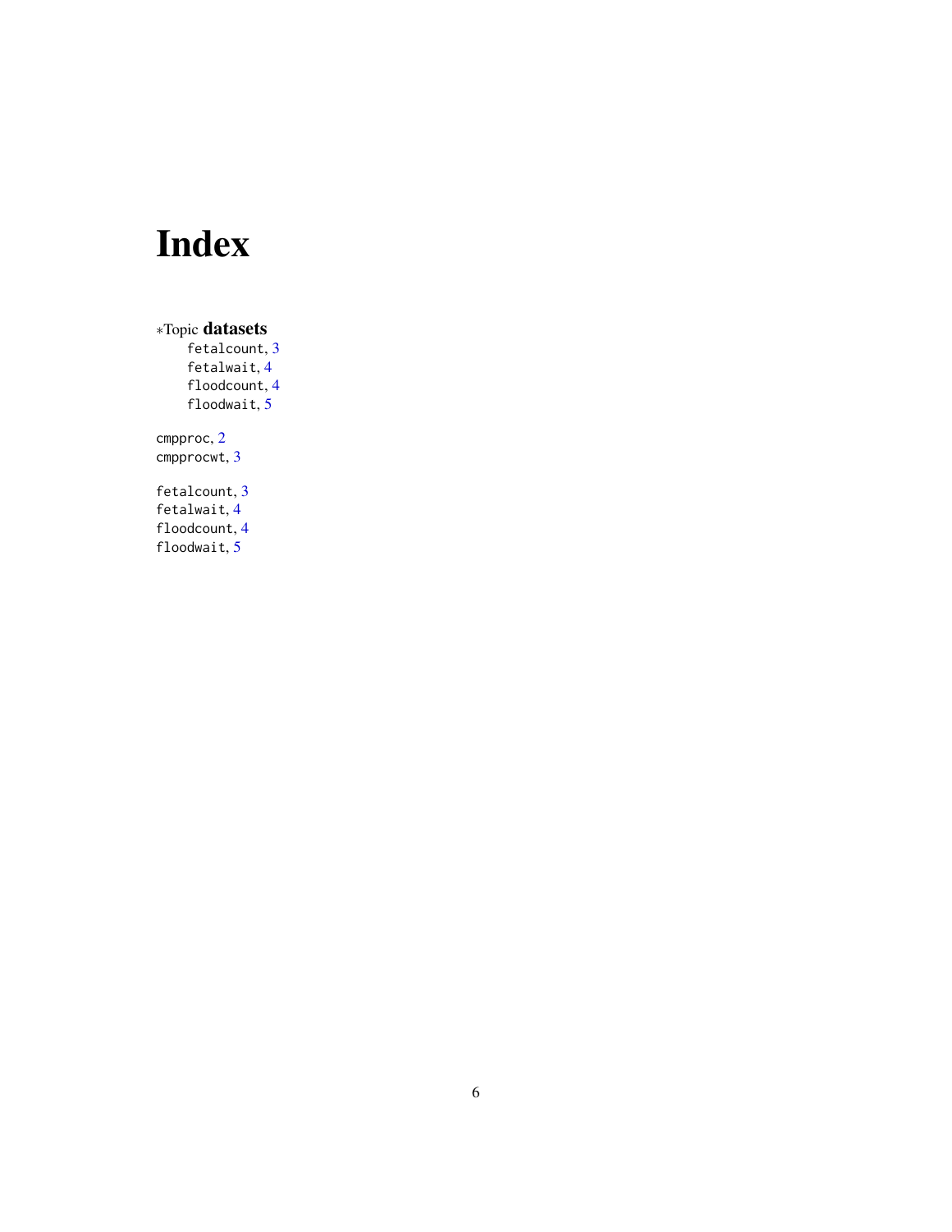# Index

*Topic **datasets**
- `fetalcount`, 3
- `fetalwait`, 4
- `floodcount`, 4
- `floodwait`, 5

`cmpproc`, 2
`cmpprocwt`, 3

`fetalcount`, 3
`fetalwait`, 4
`floodcount`, 4
`floodwait`, 5